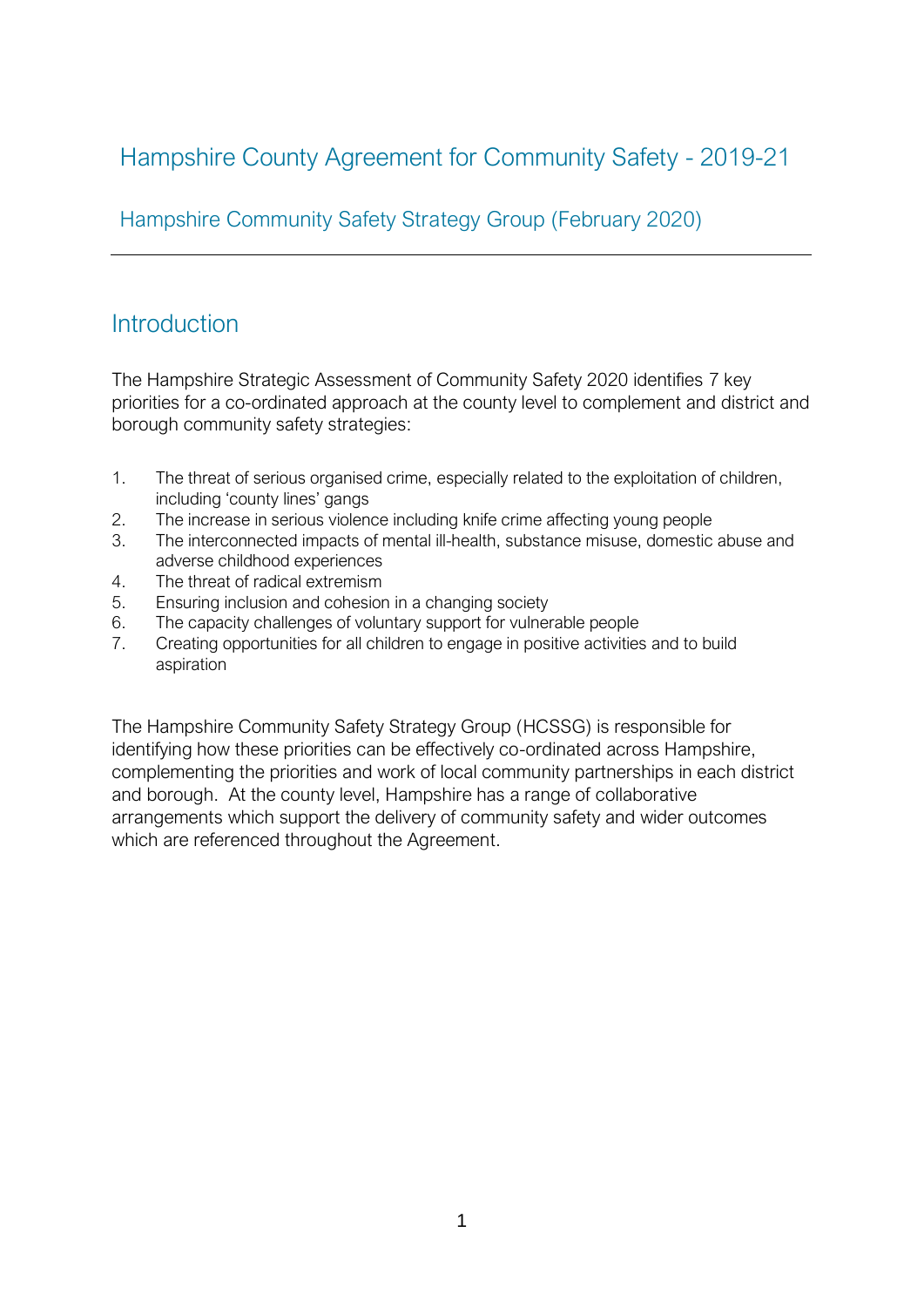# Hampshire County Agreement for Community Safety - 2019-21

## Hampshire Community Safety Strategy Group (February 2020)

---

## Introduction

The Hampshire Strategic Assessment of Community Safety 2020 identifies 7 key priorities for a co-ordinated approach at the county level to complement and district and borough community safety strategies:

1. The threat of serious organised crime, especially related to the exploitation of children, including 'county lines' gangs
2. The increase in serious violence including knife crime affecting young people
3. The interconnected impacts of mental ill-health, substance misuse, domestic abuse and adverse childhood experiences
4. The threat of radical extremism
5. Ensuring inclusion and cohesion in a changing society
6. The capacity challenges of voluntary support for vulnerable people
7. Creating opportunities for all children to engage in positive activities and to build aspiration

The Hampshire Community Safety Strategy Group (HCSSG) is responsible for identifying how these priorities can be effectively co-ordinated across Hampshire, complementing the priorities and work of local community partnerships in each district and borough. At the county level, Hampshire has a range of collaborative arrangements which support the delivery of community safety and wider outcomes which are referenced throughout the Agreement.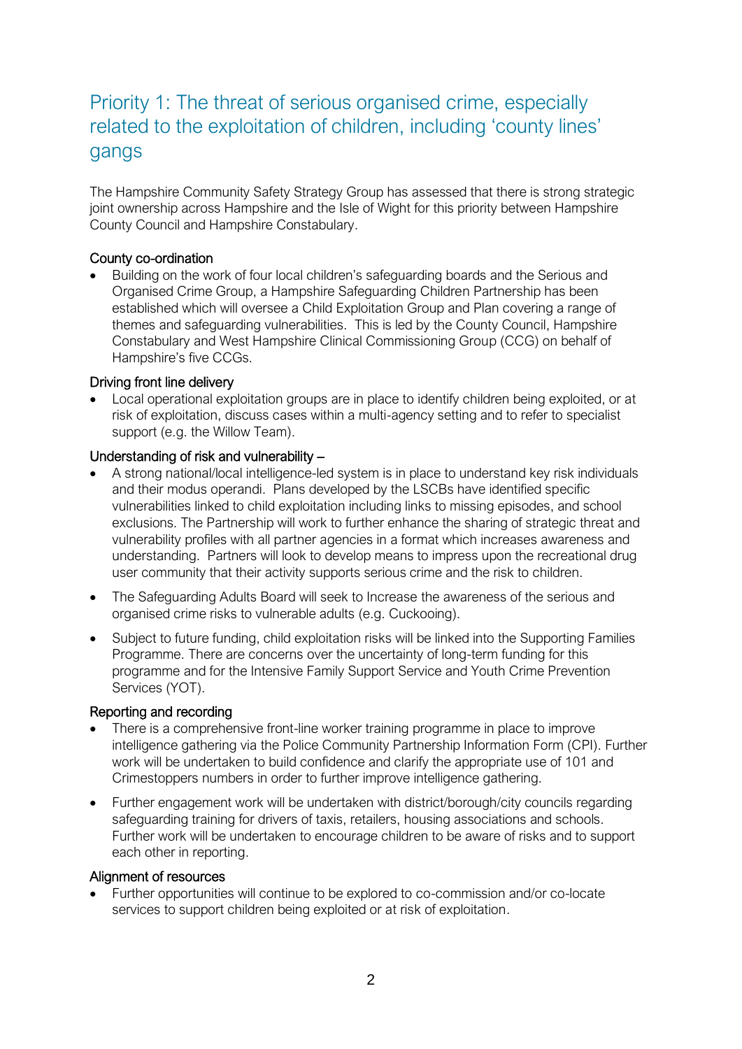## Priority 1: The threat of serious organised crime, especially related to the exploitation of children, including 'county lines' gangs

The Hampshire Community Safety Strategy Group has assessed that there is strong strategic joint ownership across Hampshire and the Isle of Wight for this priority between Hampshire County Council and Hampshire Constabulary.

### County co-ordination

- Building on the work of four local children's safeguarding boards and the Serious and Organised Crime Group, a Hampshire Safeguarding Children Partnership has been established which will oversee a Child Exploitation Group and Plan covering a range of themes and safeguarding vulnerabilities. This is led by the County Council, Hampshire Constabulary and West Hampshire Clinical Commissioning Group (CCG) on behalf of Hampshire's five CCGs.

### Driving front line delivery

- Local operational exploitation groups are in place to identify children being exploited, or at risk of exploitation, discuss cases within a multi-agency setting and to refer to specialist support (e.g. the Willow Team).

### Understanding of risk and vulnerability –

- A strong national/local intelligence-led system is in place to understand key risk individuals and their modus operandi. Plans developed by the LSCBs have identified specific vulnerabilities linked to child exploitation including links to missing episodes, and school exclusions. The Partnership will work to further enhance the sharing of strategic threat and vulnerability profiles with all partner agencies in a format which increases awareness and understanding. Partners will look to develop means to impress upon the recreational drug user community that their activity supports serious crime and the risk to children.
- The Safeguarding Adults Board will seek to Increase the awareness of the serious and organised crime risks to vulnerable adults (e.g. Cuckooing).
- Subject to future funding, child exploitation risks will be linked into the Supporting Families Programme. There are concerns over the uncertainty of long-term funding for this programme and for the Intensive Family Support Service and Youth Crime Prevention Services (YOT).

### Reporting and recording

- There is a comprehensive front-line worker training programme in place to improve intelligence gathering via the Police Community Partnership Information Form (CPI). Further work will be undertaken to build confidence and clarify the appropriate use of 101 and Crimestoppers numbers in order to further improve intelligence gathering.
- Further engagement work will be undertaken with district/borough/city councils regarding safeguarding training for drivers of taxis, retailers, housing associations and schools. Further work will be undertaken to encourage children to be aware of risks and to support each other in reporting.

### Alignment of resources

- Further opportunities will continue to be explored to co-commission and/or co-locate services to support children being exploited or at risk of exploitation.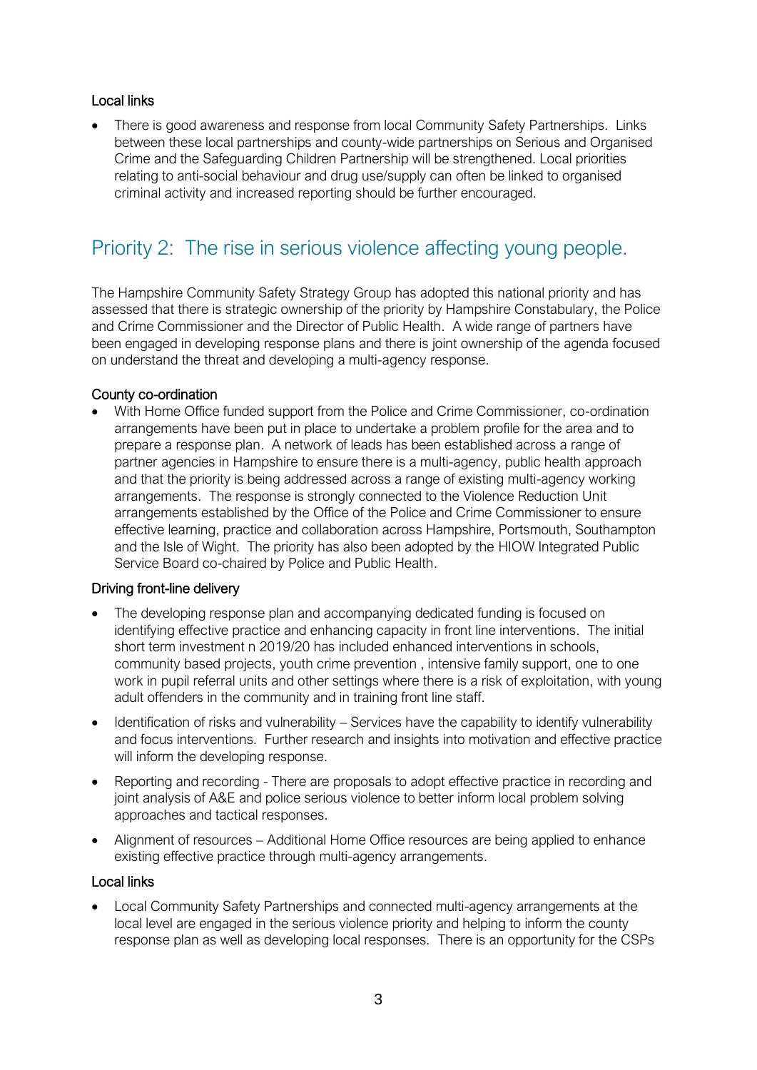### Local links

- There is good awareness and response from local Community Safety Partnerships. Links between these local partnerships and county-wide partnerships on Serious and Organised Crime and the Safeguarding Children Partnership will be strengthened. Local priorities relating to anti-social behaviour and drug use/supply can often be linked to organised criminal activity and increased reporting should be further encouraged.

## Priority 2: The rise in serious violence affecting young people.

The Hampshire Community Safety Strategy Group has adopted this national priority and has assessed that there is strategic ownership of the priority by Hampshire Constabulary, the Police and Crime Commissioner and the Director of Public Health. A wide range of partners have been engaged in developing response plans and there is joint ownership of the agenda focused on understand the threat and developing a multi-agency response.

### County co-ordination

- With Home Office funded support from the Police and Crime Commissioner, co-ordination arrangements have been put in place to undertake a problem profile for the area and to prepare a response plan. A network of leads has been established across a range of partner agencies in Hampshire to ensure there is a multi-agency, public health approach and that the priority is being addressed across a range of existing multi-agency working arrangements. The response is strongly connected to the Violence Reduction Unit arrangements established by the Office of the Police and Crime Commissioner to ensure effective learning, practice and collaboration across Hampshire, Portsmouth, Southampton and the Isle of Wight. The priority has also been adopted by the HIOW Integrated Public Service Board co-chaired by Police and Public Health.

### Driving front-line delivery

- The developing response plan and accompanying dedicated funding is focused on identifying effective practice and enhancing capacity in front line interventions. The initial short term investment n 2019/20 has included enhanced interventions in schools, community based projects, youth crime prevention , intensive family support, one to one work in pupil referral units and other settings where there is a risk of exploitation, with young adult offenders in the community and in training front line staff.
- Identification of risks and vulnerability – Services have the capability to identify vulnerability and focus interventions. Further research and insights into motivation and effective practice will inform the developing response.
- Reporting and recording - There are proposals to adopt effective practice in recording and joint analysis of A&E and police serious violence to better inform local problem solving approaches and tactical responses.
- Alignment of resources – Additional Home Office resources are being applied to enhance existing effective practice through multi-agency arrangements.

### Local links

- Local Community Safety Partnerships and connected multi-agency arrangements at the local level are engaged in the serious violence priority and helping to inform the county response plan as well as developing local responses. There is an opportunity for the CSPs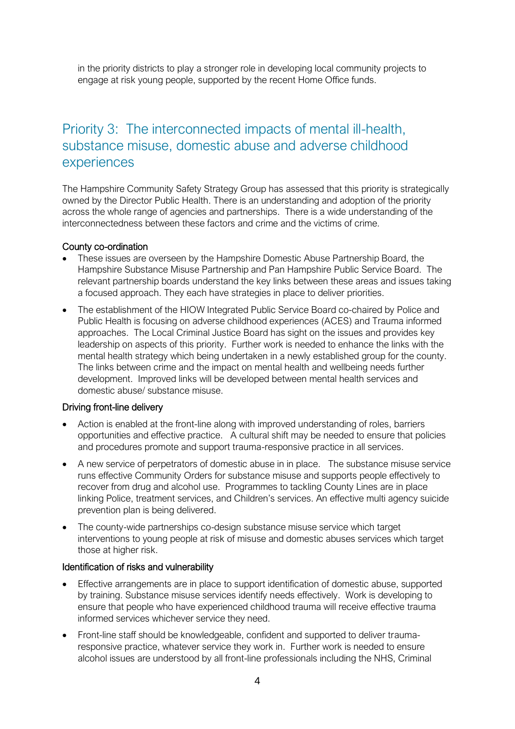in the priority districts to play a stronger role in developing local community projects to engage at risk young people, supported by the recent Home Office funds.

## Priority 3: The interconnected impacts of mental ill-health, substance misuse, domestic abuse and adverse childhood experiences

The Hampshire Community Safety Strategy Group has assessed that this priority is strategically owned by the Director Public Health. There is an understanding and adoption of the priority across the whole range of agencies and partnerships. There is a wide understanding of the interconnectedness between these factors and crime and the victims of crime.

### County co-ordination

- These issues are overseen by the Hampshire Domestic Abuse Partnership Board, the Hampshire Substance Misuse Partnership and Pan Hampshire Public Service Board. The relevant partnership boards understand the key links between these areas and issues taking a focused approach. They each have strategies in place to deliver priorities.
- The establishment of the HIOW Integrated Public Service Board co-chaired by Police and Public Health is focusing on adverse childhood experiences (ACES) and Trauma informed approaches. The Local Criminal Justice Board has sight on the issues and provides key leadership on aspects of this priority. Further work is needed to enhance the links with the mental health strategy which being undertaken in a newly established group for the county. The links between crime and the impact on mental health and wellbeing needs further development. Improved links will be developed between mental health services and domestic abuse/ substance misuse.

### Driving front-line delivery

- Action is enabled at the front-line along with improved understanding of roles, barriers opportunities and effective practice. A cultural shift may be needed to ensure that policies and procedures promote and support trauma-responsive practice in all services.
- A new service of perpetrators of domestic abuse in in place. The substance misuse service runs effective Community Orders for substance misuse and supports people effectively to recover from drug and alcohol use. Programmes to tackling County Lines are in place linking Police, treatment services, and Children's services. An effective multi agency suicide prevention plan is being delivered.
- The county-wide partnerships co-design substance misuse service which target interventions to young people at risk of misuse and domestic abuses services which target those at higher risk.

### Identification of risks and vulnerability

- Effective arrangements are in place to support identification of domestic abuse, supported by training. Substance misuse services identify needs effectively. Work is developing to ensure that people who have experienced childhood trauma will receive effective trauma informed services whichever service they need.
- Front-line staff should be knowledgeable, confident and supported to deliver trauma-responsive practice, whatever service they work in. Further work is needed to ensure alcohol issues are understood by all front-line professionals including the NHS, Criminal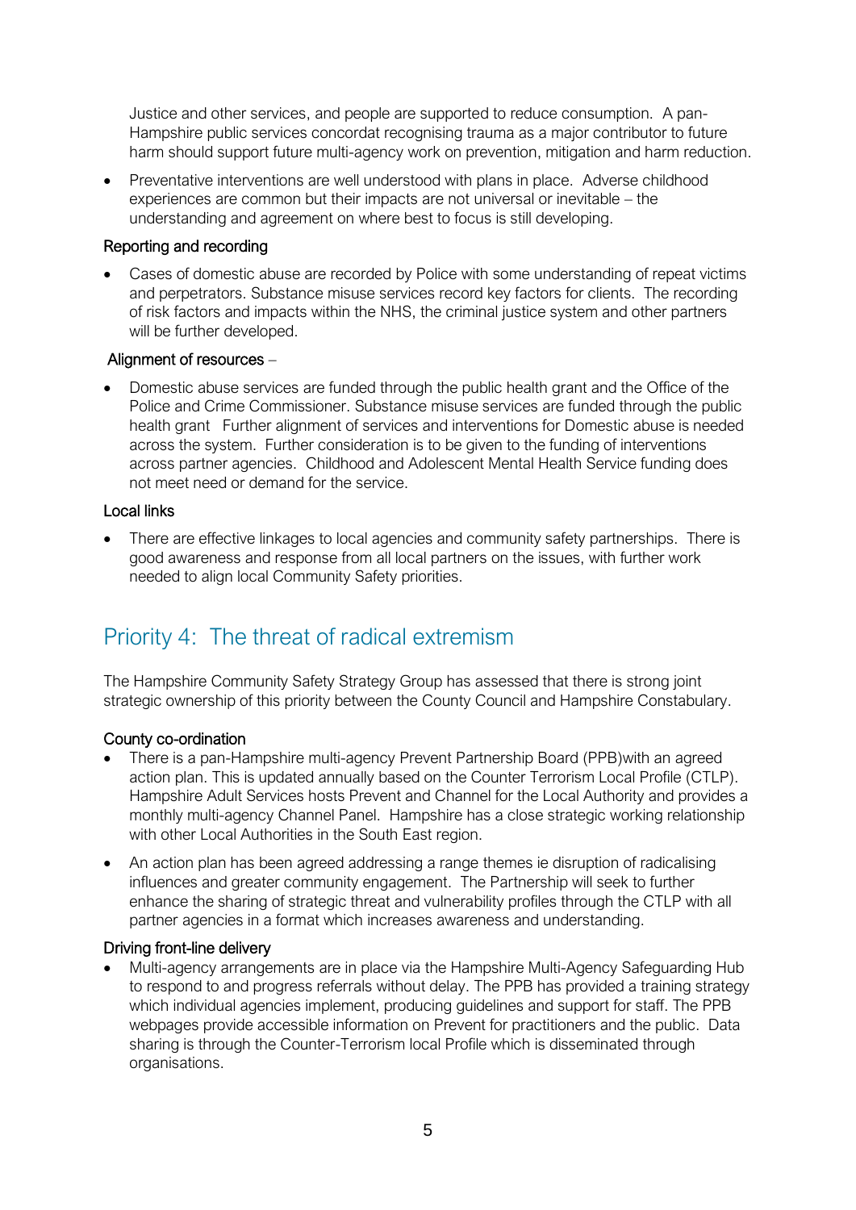Justice and other services, and people are supported to reduce consumption. A pan-Hampshire public services concordat recognising trauma as a major contributor to future harm should support future multi-agency work on prevention, mitigation and harm reduction.

- Preventative interventions are well understood with plans in place. Adverse childhood experiences are common but their impacts are not universal or inevitable – the understanding and agreement on where best to focus is still developing.

### Reporting and recording

- Cases of domestic abuse are recorded by Police with some understanding of repeat victims and perpetrators. Substance misuse services record key factors for clients. The recording of risk factors and impacts within the NHS, the criminal justice system and other partners will be further developed.

### Alignment of resources –

- Domestic abuse services are funded through the public health grant and the Office of the Police and Crime Commissioner. Substance misuse services are funded through the public health grant Further alignment of services and interventions for Domestic abuse is needed across the system. Further consideration is to be given to the funding of interventions across partner agencies. Childhood and Adolescent Mental Health Service funding does not meet need or demand for the service.

### Local links

- There are effective linkages to local agencies and community safety partnerships. There is good awareness and response from all local partners on the issues, with further work needed to align local Community Safety priorities.

## Priority 4: The threat of radical extremism

The Hampshire Community Safety Strategy Group has assessed that there is strong joint strategic ownership of this priority between the County Council and Hampshire Constabulary.

### County co-ordination

- There is a pan-Hampshire multi-agency Prevent Partnership Board (PPB)with an agreed action plan. This is updated annually based on the Counter Terrorism Local Profile (CTLP). Hampshire Adult Services hosts Prevent and Channel for the Local Authority and provides a monthly multi-agency Channel Panel. Hampshire has a close strategic working relationship with other Local Authorities in the South East region.
- An action plan has been agreed addressing a range themes ie disruption of radicalising influences and greater community engagement. The Partnership will seek to further enhance the sharing of strategic threat and vulnerability profiles through the CTLP with all partner agencies in a format which increases awareness and understanding.

### Driving front-line delivery

- Multi-agency arrangements are in place via the Hampshire Multi-Agency Safeguarding Hub to respond to and progress referrals without delay. The PPB has provided a training strategy which individual agencies implement, producing guidelines and support for staff. The PPB webpages provide accessible information on Prevent for practitioners and the public. Data sharing is through the Counter-Terrorism local Profile which is disseminated through organisations.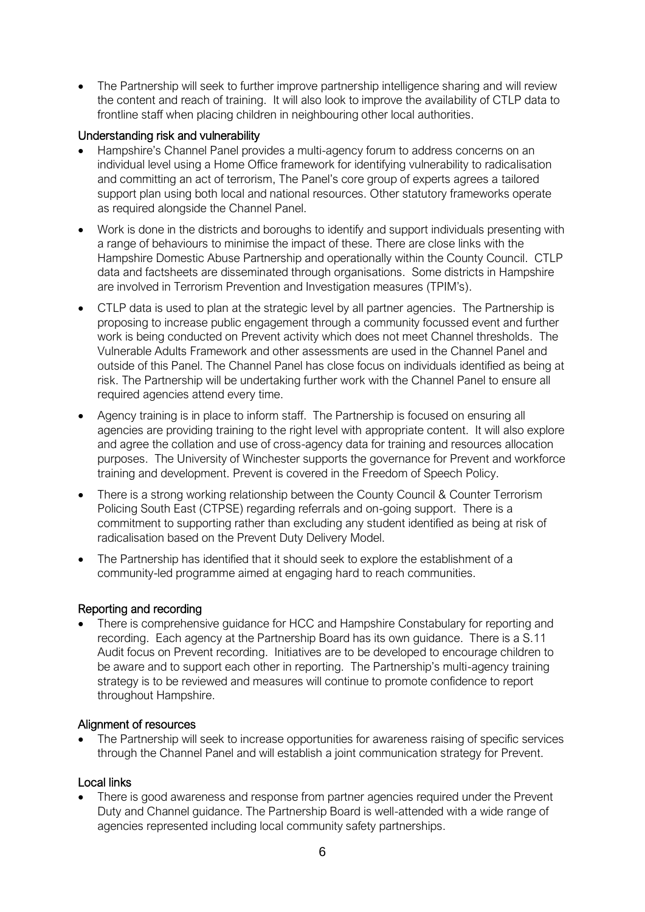- The Partnership will seek to further improve partnership intelligence sharing and will review the content and reach of training. It will also look to improve the availability of CTLP data to frontline staff when placing children in neighbouring other local authorities.

### Understanding risk and vulnerability

- Hampshire's Channel Panel provides a multi-agency forum to address concerns on an individual level using a Home Office framework for identifying vulnerability to radicalisation and committing an act of terrorism, The Panel's core group of experts agrees a tailored support plan using both local and national resources. Other statutory frameworks operate as required alongside the Channel Panel.
- Work is done in the districts and boroughs to identify and support individuals presenting with a range of behaviours to minimise the impact of these. There are close links with the Hampshire Domestic Abuse Partnership and operationally within the County Council. CTLP data and factsheets are disseminated through organisations. Some districts in Hampshire are involved in Terrorism Prevention and Investigation measures (TPIM's).
- CTLP data is used to plan at the strategic level by all partner agencies. The Partnership is proposing to increase public engagement through a community focussed event and further work is being conducted on Prevent activity which does not meet Channel thresholds. The Vulnerable Adults Framework and other assessments are used in the Channel Panel and outside of this Panel. The Channel Panel has close focus on individuals identified as being at risk. The Partnership will be undertaking further work with the Channel Panel to ensure all required agencies attend every time.
- Agency training is in place to inform staff. The Partnership is focused on ensuring all agencies are providing training to the right level with appropriate content. It will also explore and agree the collation and use of cross-agency data for training and resources allocation purposes. The University of Winchester supports the governance for Prevent and workforce training and development. Prevent is covered in the Freedom of Speech Policy.
- There is a strong working relationship between the County Council & Counter Terrorism Policing South East (CTPSE) regarding referrals and on-going support. There is a commitment to supporting rather than excluding any student identified as being at risk of radicalisation based on the Prevent Duty Delivery Model.
- The Partnership has identified that it should seek to explore the establishment of a community-led programme aimed at engaging hard to reach communities.

### Reporting and recording

- There is comprehensive guidance for HCC and Hampshire Constabulary for reporting and recording. Each agency at the Partnership Board has its own guidance. There is a S.11 Audit focus on Prevent recording. Initiatives are to be developed to encourage children to be aware and to support each other in reporting. The Partnership's multi-agency training strategy is to be reviewed and measures will continue to promote confidence to report throughout Hampshire.

### Alignment of resources

- The Partnership will seek to increase opportunities for awareness raising of specific services through the Channel Panel and will establish a joint communication strategy for Prevent.

### Local links

- There is good awareness and response from partner agencies required under the Prevent Duty and Channel guidance. The Partnership Board is well-attended with a wide range of agencies represented including local community safety partnerships.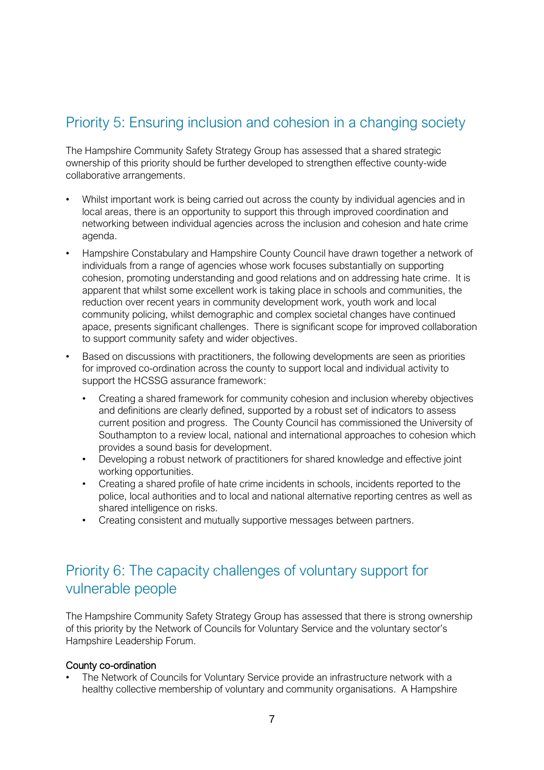## Priority 5: Ensuring inclusion and cohesion in a changing society

The Hampshire Community Safety Strategy Group has assessed that a shared strategic ownership of this priority should be further developed to strengthen effective county-wide collaborative arrangements.

- Whilst important work is being carried out across the county by individual agencies and in local areas, there is an opportunity to support this through improved coordination and networking between individual agencies across the inclusion and cohesion and hate crime agenda.
- Hampshire Constabulary and Hampshire County Council have drawn together a network of individuals from a range of agencies whose work focuses substantially on supporting cohesion, promoting understanding and good relations and on addressing hate crime. It is apparent that whilst some excellent work is taking place in schools and communities, the reduction over recent years in community development work, youth work and local community policing, whilst demographic and complex societal changes have continued apace, presents significant challenges. There is significant scope for improved collaboration to support community safety and wider objectives.
- Based on discussions with practitioners, the following developments are seen as priorities for improved co-ordination across the county to support local and individual activity to support the HCSSG assurance framework:
    - Creating a shared framework for community cohesion and inclusion whereby objectives and definitions are clearly defined, supported by a robust set of indicators to assess current position and progress. The County Council has commissioned the University of Southampton to a review local, national and international approaches to cohesion which provides a sound basis for development.
    - Developing a robust network of practitioners for shared knowledge and effective joint working opportunities.
    - Creating a shared profile of hate crime incidents in schools, incidents reported to the police, local authorities and to local and national alternative reporting centres as well as shared intelligence on risks.
    - Creating consistent and mutually supportive messages between partners.

## Priority 6: The capacity challenges of voluntary support for vulnerable people

The Hampshire Community Safety Strategy Group has assessed that there is strong ownership of this priority by the Network of Councils for Voluntary Service and the voluntary sector's Hampshire Leadership Forum.

### County co-ordination

- The Network of Councils for Voluntary Service provide an infrastructure network with a healthy collective membership of voluntary and community organisations. A Hampshire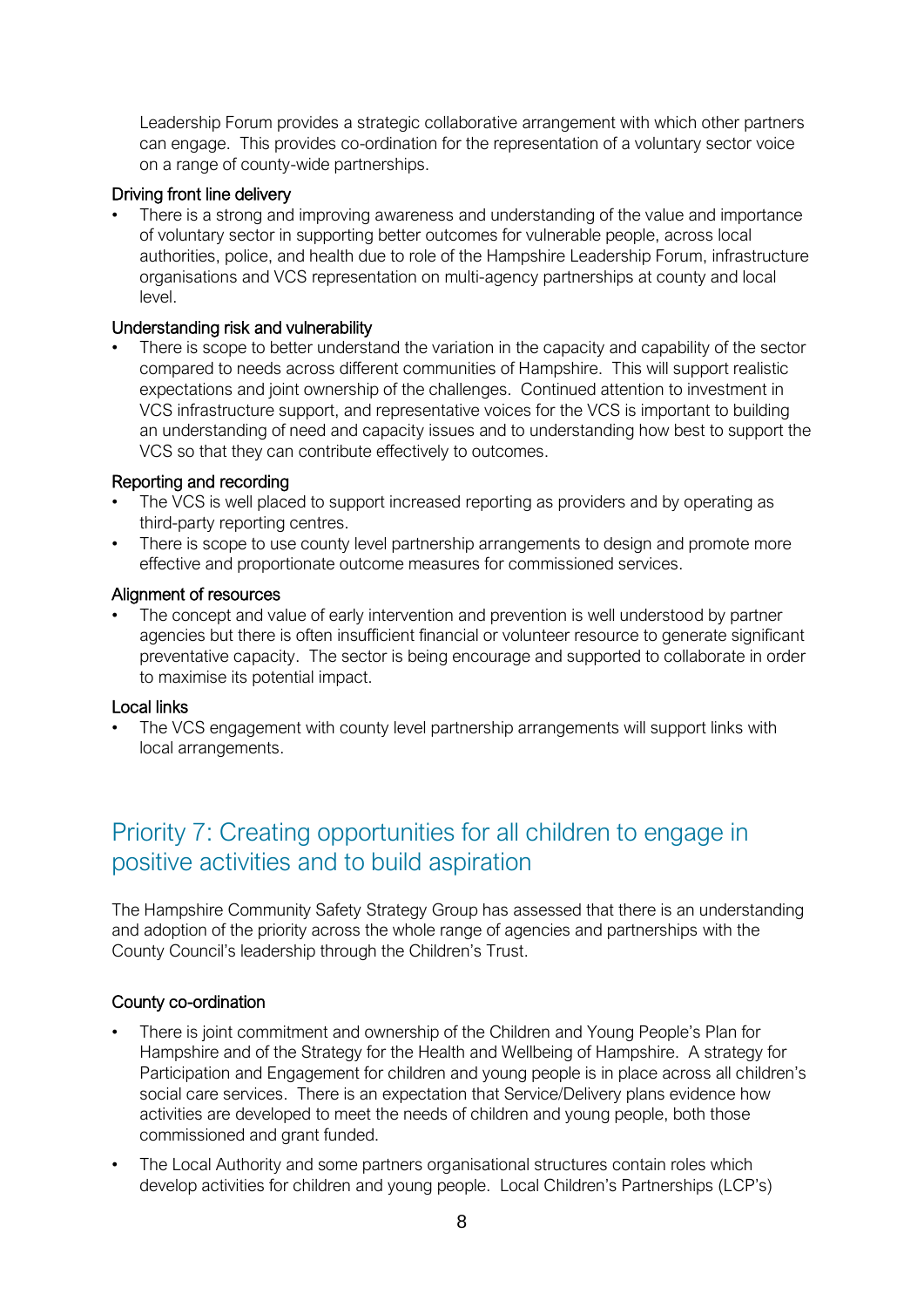Leadership Forum provides a strategic collaborative arrangement with which other partners can engage. This provides co-ordination for the representation of a voluntary sector voice on a range of county-wide partnerships.

### Driving front line delivery

- There is a strong and improving awareness and understanding of the value and importance of voluntary sector in supporting better outcomes for vulnerable people, across local authorities, police, and health due to role of the Hampshire Leadership Forum, infrastructure organisations and VCS representation on multi-agency partnerships at county and local level.

### Understanding risk and vulnerability

- There is scope to better understand the variation in the capacity and capability of the sector compared to needs across different communities of Hampshire. This will support realistic expectations and joint ownership of the challenges. Continued attention to investment in VCS infrastructure support, and representative voices for the VCS is important to building an understanding of need and capacity issues and to understanding how best to support the VCS so that they can contribute effectively to outcomes.

### Reporting and recording

- The VCS is well placed to support increased reporting as providers and by operating as third-party reporting centres.
- There is scope to use county level partnership arrangements to design and promote more effective and proportionate outcome measures for commissioned services.

### Alignment of resources

- The concept and value of early intervention and prevention is well understood by partner agencies but there is often insufficient financial or volunteer resource to generate significant preventative capacity. The sector is being encourage and supported to collaborate in order to maximise its potential impact.

### Local links

- The VCS engagement with county level partnership arrangements will support links with local arrangements.

## Priority 7: Creating opportunities for all children to engage in positive activities and to build aspiration

The Hampshire Community Safety Strategy Group has assessed that there is an understanding and adoption of the priority across the whole range of agencies and partnerships with the County Council's leadership through the Children's Trust.

### County co-ordination

- There is joint commitment and ownership of the Children and Young People's Plan for Hampshire and of the Strategy for the Health and Wellbeing of Hampshire. A strategy for Participation and Engagement for children and young people is in place across all children's social care services. There is an expectation that Service/Delivery plans evidence how activities are developed to meet the needs of children and young people, both those commissioned and grant funded.
- The Local Authority and some partners organisational structures contain roles which develop activities for children and young people. Local Children's Partnerships (LCP's)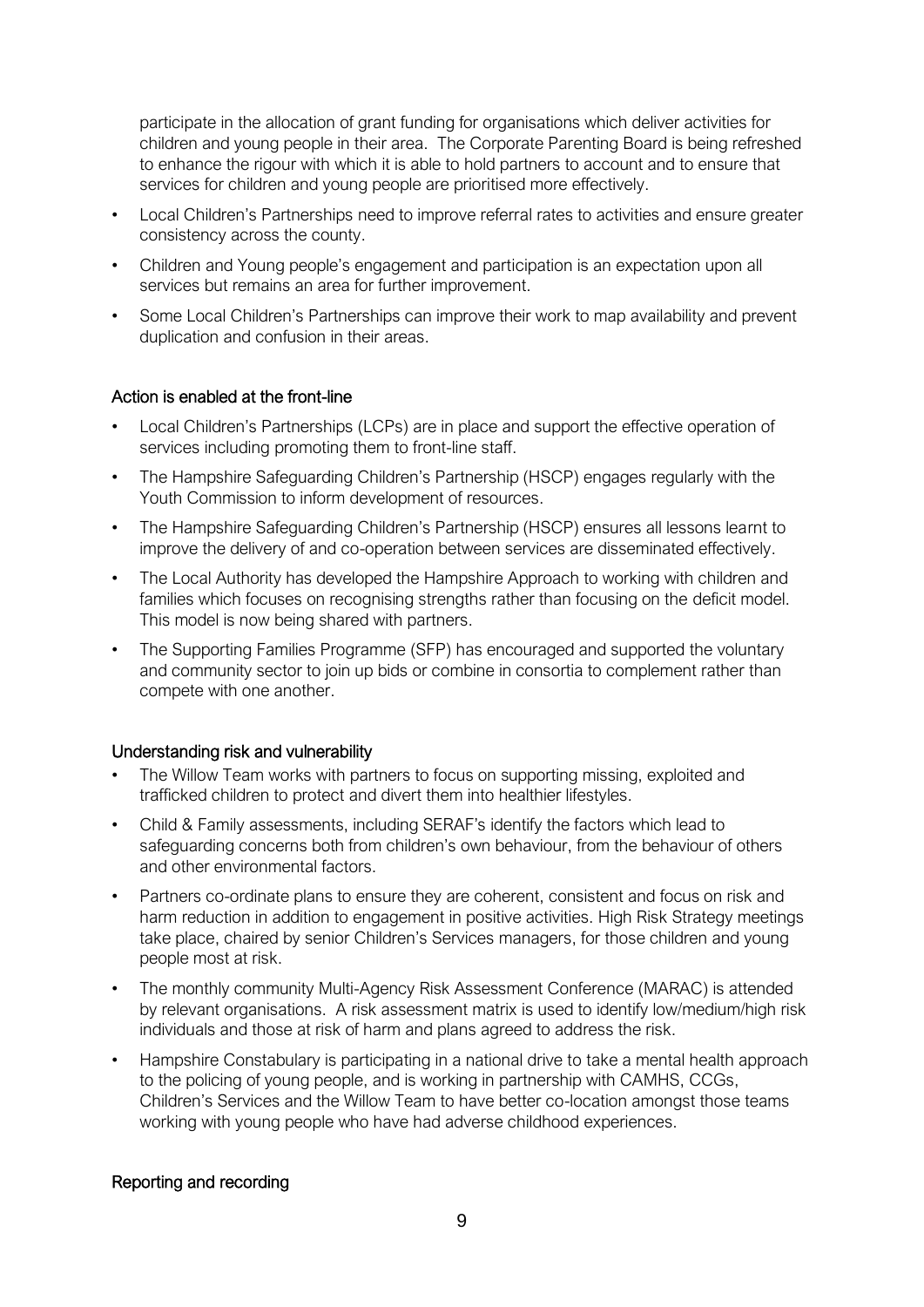participate in the allocation of grant funding for organisations which deliver activities for children and young people in their area. The Corporate Parenting Board is being refreshed to enhance the rigour with which it is able to hold partners to account and to ensure that services for children and young people are prioritised more effectively.

- Local Children's Partnerships need to improve referral rates to activities and ensure greater consistency across the county.
- Children and Young people's engagement and participation is an expectation upon all services but remains an area for further improvement.
- Some Local Children's Partnerships can improve their work to map availability and prevent duplication and confusion in their areas.

### Action is enabled at the front-line

- Local Children's Partnerships (LCPs) are in place and support the effective operation of services including promoting them to front-line staff.
- The Hampshire Safeguarding Children's Partnership (HSCP) engages regularly with the Youth Commission to inform development of resources.
- The Hampshire Safeguarding Children's Partnership (HSCP) ensures all lessons learnt to improve the delivery of and co-operation between services are disseminated effectively.
- The Local Authority has developed the Hampshire Approach to working with children and families which focuses on recognising strengths rather than focusing on the deficit model. This model is now being shared with partners.
- The Supporting Families Programme (SFP) has encouraged and supported the voluntary and community sector to join up bids or combine in consortia to complement rather than compete with one another.

### Understanding risk and vulnerability

- The Willow Team works with partners to focus on supporting missing, exploited and trafficked children to protect and divert them into healthier lifestyles.
- Child & Family assessments, including SERAF's identify the factors which lead to safeguarding concerns both from children's own behaviour, from the behaviour of others and other environmental factors.
- Partners co-ordinate plans to ensure they are coherent, consistent and focus on risk and harm reduction in addition to engagement in positive activities. High Risk Strategy meetings take place, chaired by senior Children's Services managers, for those children and young people most at risk.
- The monthly community Multi-Agency Risk Assessment Conference (MARAC) is attended by relevant organisations. A risk assessment matrix is used to identify low/medium/high risk individuals and those at risk of harm and plans agreed to address the risk.
- Hampshire Constabulary is participating in a national drive to take a mental health approach to the policing of young people, and is working in partnership with CAMHS, CCGs, Children's Services and the Willow Team to have better co-location amongst those teams working with young people who have had adverse childhood experiences.

### Reporting and recording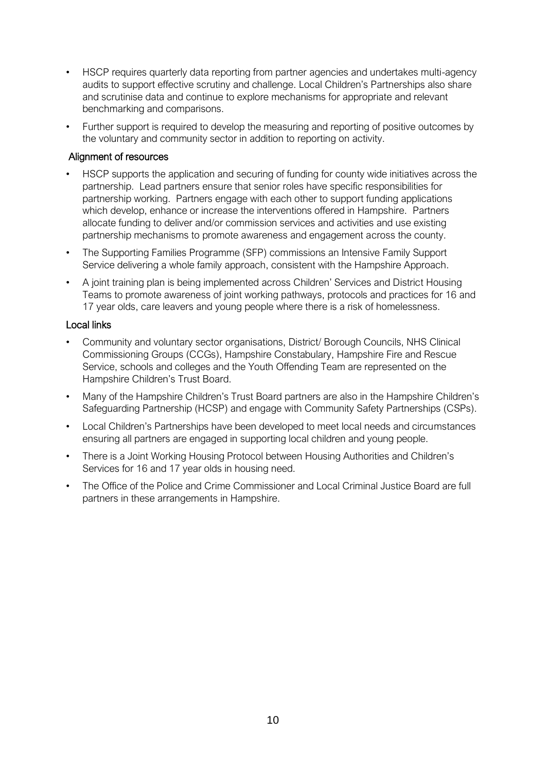- HSCP requires quarterly data reporting from partner agencies and undertakes multi-agency audits to support effective scrutiny and challenge. Local Children's Partnerships also share and scrutinise data and continue to explore mechanisms for appropriate and relevant benchmarking and comparisons.
- Further support is required to develop the measuring and reporting of positive outcomes by the voluntary and community sector in addition to reporting on activity.

### Alignment of resources

- HSCP supports the application and securing of funding for county wide initiatives across the partnership. Lead partners ensure that senior roles have specific responsibilities for partnership working. Partners engage with each other to support funding applications which develop, enhance or increase the interventions offered in Hampshire. Partners allocate funding to deliver and/or commission services and activities and use existing partnership mechanisms to promote awareness and engagement across the county.
- The Supporting Families Programme (SFP) commissions an Intensive Family Support Service delivering a whole family approach, consistent with the Hampshire Approach.
- A joint training plan is being implemented across Children' Services and District Housing Teams to promote awareness of joint working pathways, protocols and practices for 16 and 17 year olds, care leavers and young people where there is a risk of homelessness.

### Local links

- Community and voluntary sector organisations, District/ Borough Councils, NHS Clinical Commissioning Groups (CCGs), Hampshire Constabulary, Hampshire Fire and Rescue Service, schools and colleges and the Youth Offending Team are represented on the Hampshire Children's Trust Board.
- Many of the Hampshire Children's Trust Board partners are also in the Hampshire Children's Safeguarding Partnership (HCSP) and engage with Community Safety Partnerships (CSPs).
- Local Children's Partnerships have been developed to meet local needs and circumstances ensuring all partners are engaged in supporting local children and young people.
- There is a Joint Working Housing Protocol between Housing Authorities and Children's Services for 16 and 17 year olds in housing need.
- The Office of the Police and Crime Commissioner and Local Criminal Justice Board are full partners in these arrangements in Hampshire.